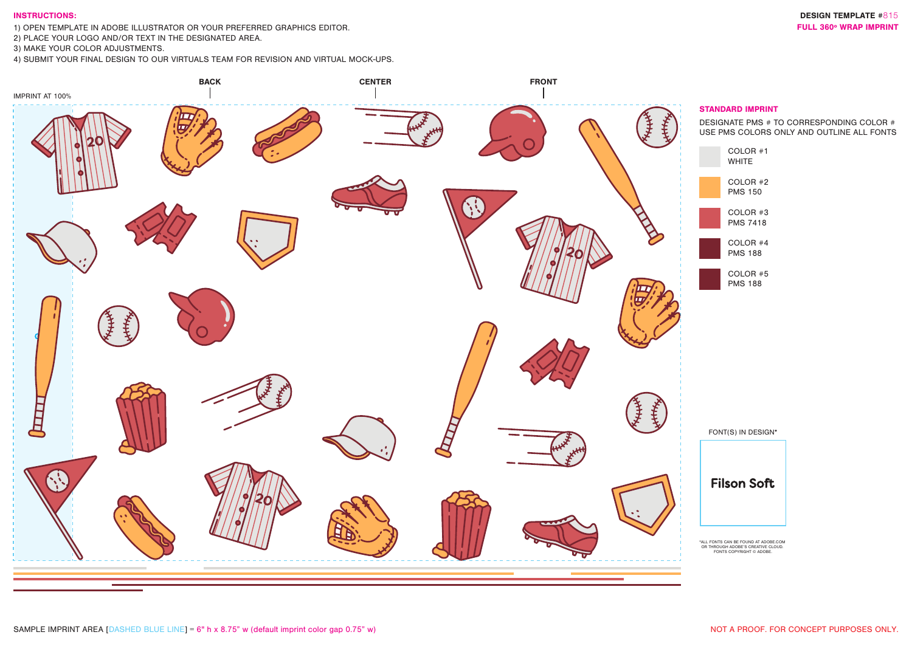**INSTRUCTIONS:**

1) OPEN TEMPLATE IN ADOBE ILLUSTRATOR OR YOUR PREFERRED GRAPHICS EDITOR.
2) PLACE YOUR LOGO AND/OR TEXT IN THE DESIGNATED AREA.
3) MAKE YOUR COLOR ADJUSTMENTS.
4) SUBMIT YOUR FINAL DESIGN TO OUR VIRTUALS TEAM FOR REVISION AND VIRTUAL MOCK-UPS.

**DESIGN TEMPLATE #815**

**FULL 360º WRAP IMPRINT**

IMPRINT AT 100%

BACK

CENTER

FRONT

**STANDARD IMPRINT**

DESIGNATE PMS # TO CORRESPONDING COLOR #
USE PMS COLORS ONLY AND OUTLINE ALL FONTS

COLOR #1
WHITE

COLOR #2
PMS 150

COLOR #3
PMS 7418

COLOR #4
PMS 188

COLOR #5
PMS 188

FONT(S) IN DESIGN*

Filson Soft

*ALL FONTS CAN BE FOUND AT ADOBE.COM OR THROUGH ADOBE'S CREATIVE CLOUD. FONTS COPYRIGHT © ADOBE.

SAMPLE IMPRINT AREA [DASHED BLUE LINE] = 6" h x 8.75" w (default imprint color gap 0.75" w)

NOT A PROOF. FOR CONCEPT PURPOSES ONLY.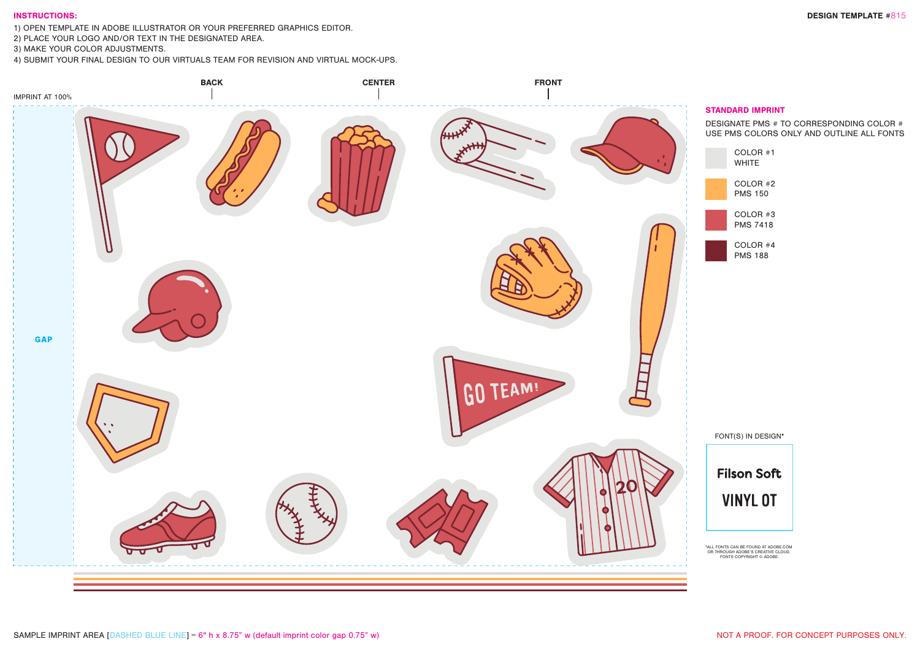**INSTRUCTIONS:**

1) OPEN TEMPLATE IN ADOBE ILLUSTRATOR OR YOUR PREFERRED GRAPHICS EDITOR.
2) PLACE YOUR LOGO AND/OR TEXT IN THE DESIGNATED AREA.
3) MAKE YOUR COLOR ADJUSTMENTS.
4) SUBMIT YOUR FINAL DESIGN TO OUR VIRTUALS TEAM FOR REVISION AND VIRTUAL MOCK-UPS.

**DESIGN TEMPLATE #815**

IMPRINT AT 100%

BACK

CENTER

FRONT

GAP

GO TEAM!

20

**STANDARD IMPRINT**

DESIGNATE PMS # TO CORRESPONDING COLOR #
USE PMS COLORS ONLY AND OUTLINE ALL FONTS

| | |
|---|---|
| COLOR #1 | WHITE |
| COLOR #2 | PMS 150 |
| COLOR #3 | PMS 7418 |
| COLOR #4 | PMS 188 |

FONT(S) IN DESIGN*

Filson Soft

VINYL OT

*ALL FONTS CAN BE FOUND AT ADOBE.COM OR THROUGH ADOBE'S CREATIVE CLOUD. FONTS COPYRIGHT © ADOBE.

SAMPLE IMPRINT AREA [DASHED BLUE LINE] = 6" h x 8.75" w (default imprint color gap 0.75" w)

NOT A PROOF. FOR CONCEPT PURPOSES ONLY.